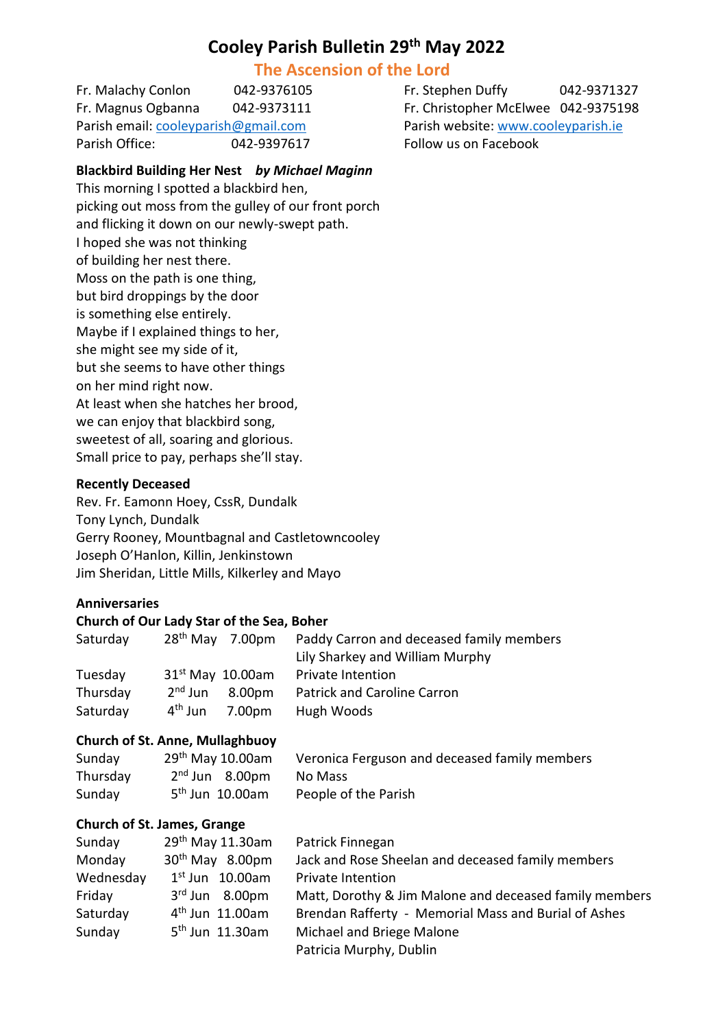# Cooley Parish Bulletin 29th May 2022

## The Ascension of the Lord

Fr. Malachy Conlon 042-9376105
Fr. Magnus Ogbanna 042-9373111
Parish email: cooleyparish@gmail.com
Parish Office: 042-9397617

Fr. Stephen Duffy 042-9371327
Fr. Christopher McElwee 042-9375198
Parish website: www.cooleyparish.ie
Follow us on Facebook

**Blackbird Building Her Nest** ***by Michael Maginn***

This morning I spotted a blackbird hen,
picking out moss from the gulley of our front porch
and flicking it down on our newly-swept path.
I hoped she was not thinking
of building her nest there.
Moss on the path is one thing,
but bird droppings by the door
is something else entirely.
Maybe if I explained things to her,
she might see my side of it,
but she seems to have other things
on her mind right now.
At least when she hatches her brood,
we can enjoy that blackbird song,
sweetest of all, soaring and glorious.
Small price to pay, perhaps she'll stay.

**Recently Deceased**

Rev. Fr. Eamonn Hoey, CssR, Dundalk
Tony Lynch, Dundalk
Gerry Rooney, Mountbagnal and Castletowncooley
Joseph O'Hanlon, Killin, Jenkinstown
Jim Sheridan, Little Mills, Kilkerley and Mayo

**Anniversaries**

**Church of Our Lady Star of the Sea, Boher**

| Day | Date | Time | Intention |
|---|---|---|---|
| Saturday | 28th May | 7.00pm | Paddy Carron and deceased family members<br>Lily Sharkey and William Murphy |
| Tuesday | 31st May | 10.00am | Private Intention |
| Thursday | 2nd Jun | 8.00pm | Patrick and Caroline Carron |
| Saturday | 4th Jun | 7.00pm | Hugh Woods |

**Church of St. Anne, Mullaghbuoy**

| Day | Date | Time | Intention |
|---|---|---|---|
| Sunday | 29th May | 10.00am | Veronica Ferguson and deceased family members |
| Thursday | 2nd Jun | 8.00pm | No Mass |
| Sunday | 5th Jun | 10.00am | People of the Parish |

**Church of St. James, Grange**

| Day | Date | Time | Intention |
|---|---|---|---|
| Sunday | 29th May | 11.30am | Patrick Finnegan |
| Monday | 30th May | 8.00pm | Jack and Rose Sheelan and deceased family members |
| Wednesday | 1st Jun | 10.00am | Private Intention |
| Friday | 3rd Jun | 8.00pm | Matt, Dorothy & Jim Malone and deceased family members |
| Saturday | 4th Jun | 11.00am | Brendan Rafferty - Memorial Mass and Burial of Ashes |
| Sunday | 5th Jun | 11.30am | Michael and Briege Malone<br>Patricia Murphy, Dublin |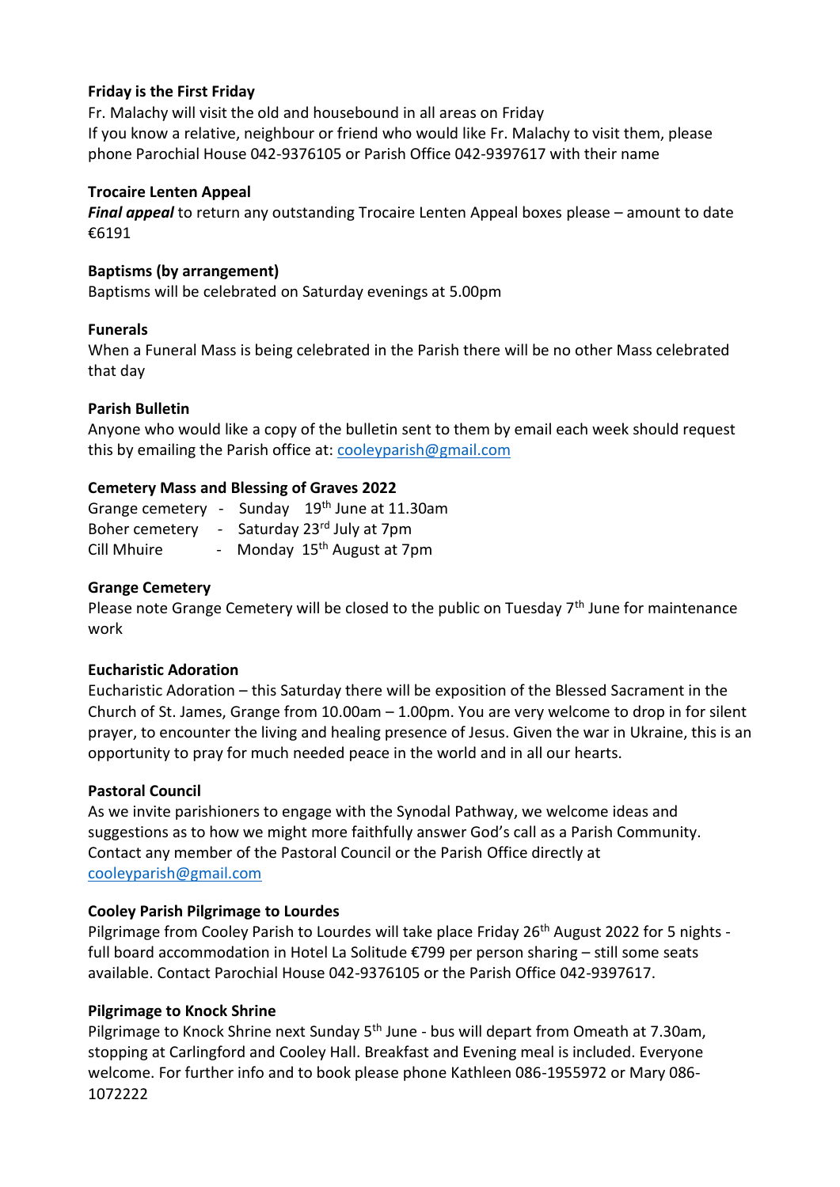**Friday is the First Friday**

Fr. Malachy will visit the old and housebound in all areas on Friday
If you know a relative, neighbour or friend who would like Fr. Malachy to visit them, please phone Parochial House 042-9376105 or Parish Office 042-9397617 with their name

**Trocaire Lenten Appeal**

***Final appeal*** to return any outstanding Trocaire Lenten Appeal boxes please – amount to date €6191

**Baptisms (by arrangement)**

Baptisms will be celebrated on Saturday evenings at 5.00pm

**Funerals**

When a Funeral Mass is being celebrated in the Parish there will be no other Mass celebrated that day

**Parish Bulletin**

Anyone who would like a copy of the bulletin sent to them by email each week should request this by emailing the Parish office at: cooleyparish@gmail.com

**Cemetery Mass and Blessing of Graves 2022**

Grange cemetery - Sunday 19th June at 11.30am
Boher cemetery - Saturday 23rd July at 7pm
Cill Mhuire - Monday 15th August at 7pm

**Grange Cemetery**

Please note Grange Cemetery will be closed to the public on Tuesday 7th June for maintenance work

**Eucharistic Adoration**

Eucharistic Adoration – this Saturday there will be exposition of the Blessed Sacrament in the Church of St. James, Grange from 10.00am – 1.00pm. You are very welcome to drop in for silent prayer, to encounter the living and healing presence of Jesus. Given the war in Ukraine, this is an opportunity to pray for much needed peace in the world and in all our hearts.

**Pastoral Council**

As we invite parishioners to engage with the Synodal Pathway, we welcome ideas and suggestions as to how we might more faithfully answer God's call as a Parish Community. Contact any member of the Pastoral Council or the Parish Office directly at cooleyparish@gmail.com

**Cooley Parish Pilgrimage to Lourdes**

Pilgrimage from Cooley Parish to Lourdes will take place Friday 26th August 2022 for 5 nights - full board accommodation in Hotel La Solitude €799 per person sharing – still some seats available. Contact Parochial House 042-9376105 or the Parish Office 042-9397617.

**Pilgrimage to Knock Shrine**

Pilgrimage to Knock Shrine next Sunday 5th June - bus will depart from Omeath at 7.30am, stopping at Carlingford and Cooley Hall. Breakfast and Evening meal is included. Everyone welcome. For further info and to book please phone Kathleen 086-1955972 or Mary 086-1072222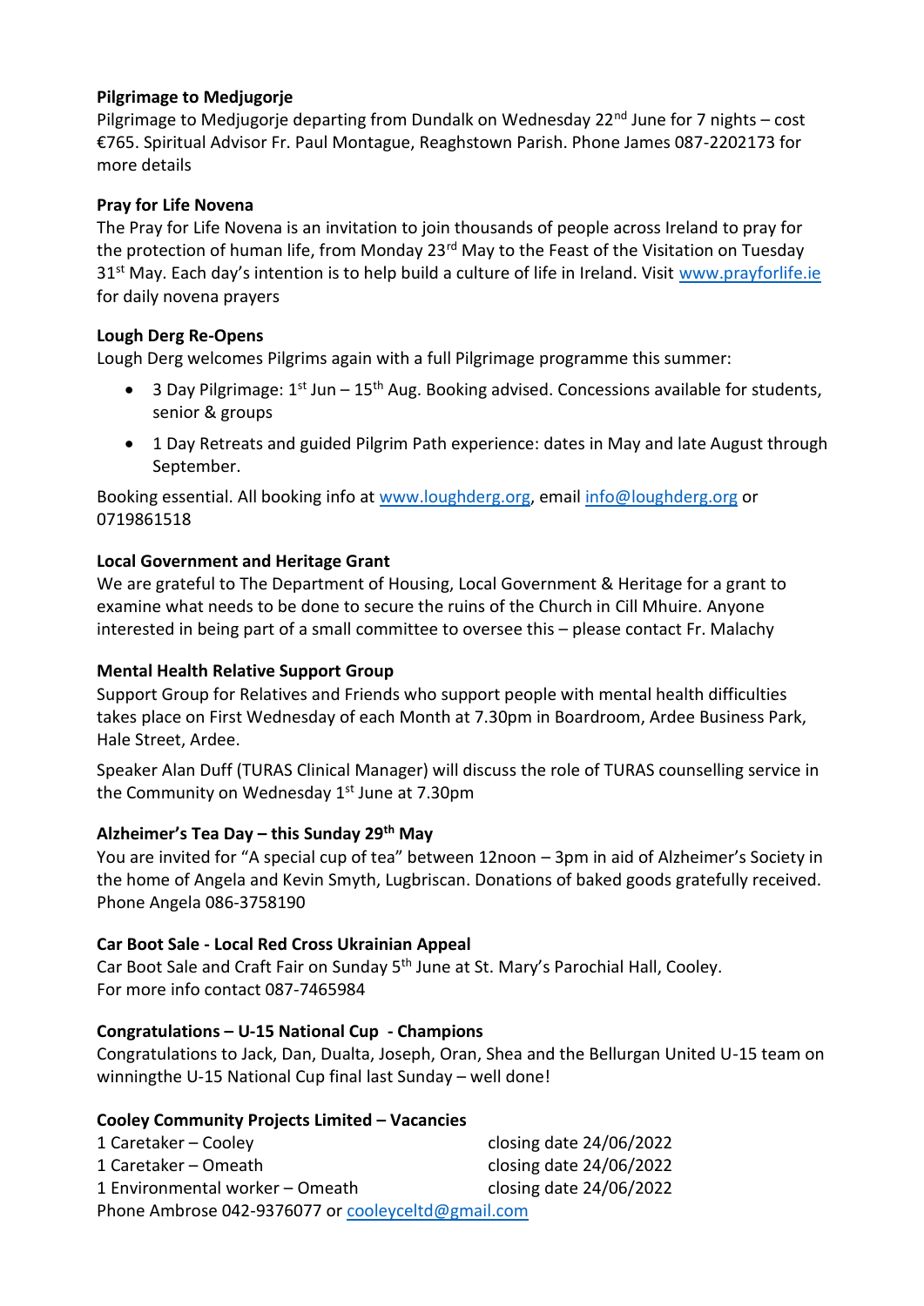**Pilgrimage to Medjugorje**

Pilgrimage to Medjugorje departing from Dundalk on Wednesday 22nd June for 7 nights – cost €765. Spiritual Advisor Fr. Paul Montague, Reaghstown Parish. Phone James 087-2202173 for more details

**Pray for Life Novena**

The Pray for Life Novena is an invitation to join thousands of people across Ireland to pray for the protection of human life, from Monday 23rd May to the Feast of the Visitation on Tuesday 31st May. Each day's intention is to help build a culture of life in Ireland. Visit www.prayforlife.ie for daily novena prayers

**Lough Derg Re-Opens**

Lough Derg welcomes Pilgrims again with a full Pilgrimage programme this summer:

- 3 Day Pilgrimage: 1st Jun – 15th Aug. Booking advised. Concessions available for students, senior & groups
- 1 Day Retreats and guided Pilgrim Path experience: dates in May and late August through September.

Booking essential. All booking info at www.loughderg.org, email info@loughderg.org or 0719861518

**Local Government and Heritage Grant**

We are grateful to The Department of Housing, Local Government & Heritage for a grant to examine what needs to be done to secure the ruins of the Church in Cill Mhuire. Anyone interested in being part of a small committee to oversee this – please contact Fr. Malachy

**Mental Health Relative Support Group**

Support Group for Relatives and Friends who support people with mental health difficulties takes place on First Wednesday of each Month at 7.30pm in Boardroom, Ardee Business Park, Hale Street, Ardee.

Speaker Alan Duff (TURAS Clinical Manager) will discuss the role of TURAS counselling service in the Community on Wednesday 1st June at 7.30pm

**Alzheimer's Tea Day – this Sunday 29th May**

You are invited for "A special cup of tea" between 12noon – 3pm in aid of Alzheimer's Society in the home of Angela and Kevin Smyth, Lugbriscan. Donations of baked goods gratefully received. Phone Angela 086-3758190

**Car Boot Sale - Local Red Cross Ukrainian Appeal**

Car Boot Sale and Craft Fair on Sunday 5th June at St. Mary's Parochial Hall, Cooley.
For more info contact 087-7465984

**Congratulations – U-15 National Cup - Champions**

Congratulations to Jack, Dan, Dualta, Joseph, Oran, Shea and the Bellurgan United U-15 team on winningthe U-15 National Cup final last Sunday – well done!

**Cooley Community Projects Limited – Vacancies**

| | |
|---|---|
| 1 Caretaker – Cooley | closing date 24/06/2022 |
| 1 Caretaker – Omeath | closing date 24/06/2022 |
| 1 Environmental worker – Omeath | closing date 24/06/2022 |

Phone Ambrose 042-9376077 or cooleyceltd@gmail.com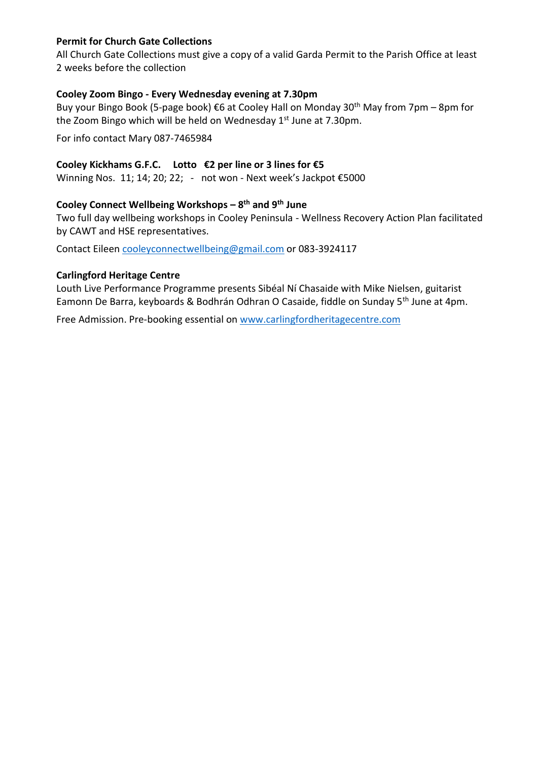**Permit for Church Gate Collections**

All Church Gate Collections must give a copy of a valid Garda Permit to the Parish Office at least 2 weeks before the collection

**Cooley Zoom Bingo - Every Wednesday evening at 7.30pm**

Buy your Bingo Book (5-page book) €6 at Cooley Hall on Monday 30th May from 7pm – 8pm for the Zoom Bingo which will be held on Wednesday 1st June at 7.30pm.

For info contact Mary 087-7465984

**Cooley Kickhams G.F.C. Lotto €2 per line or 3 lines for €5**

Winning Nos. 11; 14; 20; 22; - not won - Next week's Jackpot €5000

**Cooley Connect Wellbeing Workshops – 8th and 9th June**

Two full day wellbeing workshops in Cooley Peninsula - Wellness Recovery Action Plan facilitated by CAWT and HSE representatives.

Contact Eileen cooleyconnectwellbeing@gmail.com or 083-3924117

**Carlingford Heritage Centre**

Louth Live Performance Programme presents Sibéal Ní Chasaide with Mike Nielsen, guitarist Eamonn De Barra, keyboards & Bodhrán Odhran O Casaide, fiddle on Sunday 5th June at 4pm.

Free Admission. Pre-booking essential on www.carlingfordheritagecentre.com